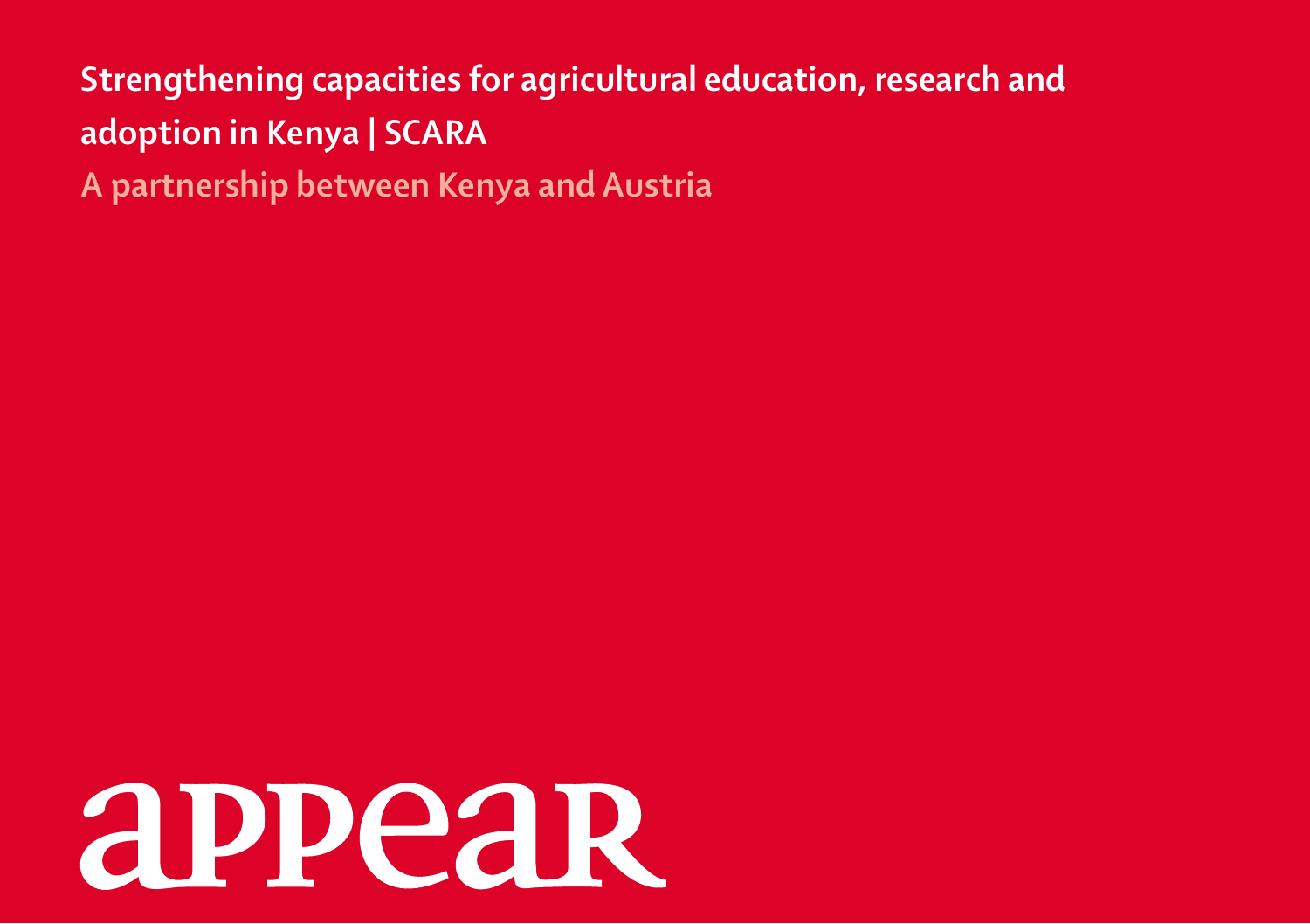# Strengthening capacities for agricultural education, research and adoption in Kenya | SCARA

## A partnership between Kenya and Austria

appear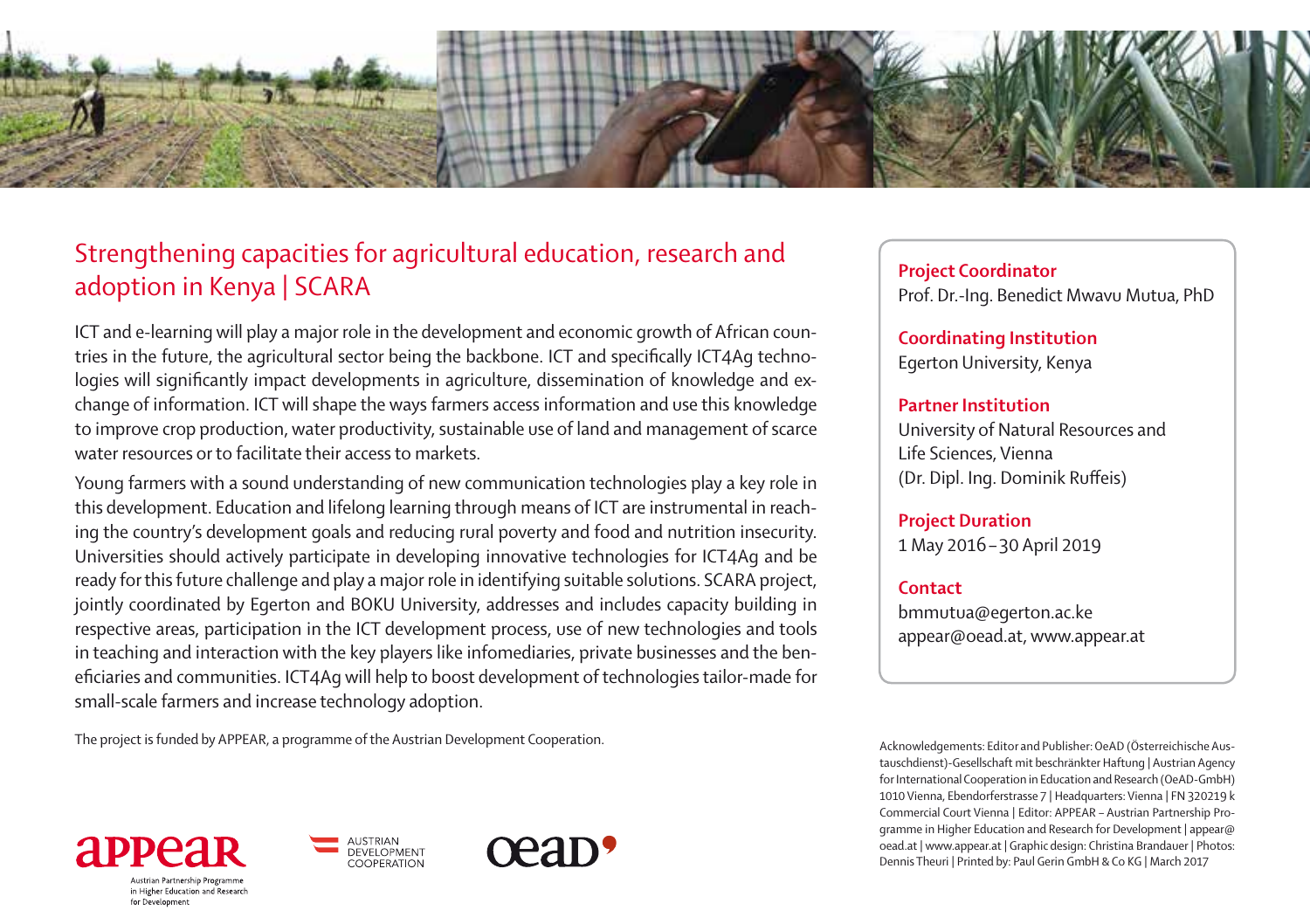# Strengthening capacities for agricultural education, research and adoption in Kenya | SCARA

ICT and e-learning will play a major role in the development and economic growth of African countries in the future, the agricultural sector being the backbone. ICT and specifically ICT4Ag technologies will significantly impact developments in agriculture, dissemination of knowledge and exchange of information. ICT will shape the ways farmers access information and use this knowledge to improve crop production, water productivity, sustainable use of land and management of scarce water resources or to facilitate their access to markets.

Young farmers with a sound understanding of new communication technologies play a key role in this development. Education and lifelong learning through means of ICT are instrumental in reaching the country's development goals and reducing rural poverty and food and nutrition insecurity. Universities should actively participate in developing innovative technologies for ICT4Ag and be ready for this future challenge and play a major role in identifying suitable solutions. SCARA project, jointly coordinated by Egerton and BOKU University, addresses and includes capacity building in respective areas, participation in the ICT development process, use of new technologies and tools in teaching and interaction with the key players like infomediaries, private businesses and the beneficiaries and communities. ICT4Ag will help to boost development of technologies tailor-made for small-scale farmers and increase technology adoption.

The project is funded by APPEAR, a programme of the Austrian Development Cooperation.

**Project Coordinator**
Prof. Dr.-Ing. Benedict Mwavu Mutua, PhD

**Coordinating Institution**
Egerton University, Kenya

**Partner Institution**
University of Natural Resources and Life Sciences, Vienna
(Dr. Dipl. Ing. Dominik Ruffeis)

**Project Duration**
1 May 2016 – 30 April 2019

**Contact**
bmmutua@egerton.ac.ke
appear@oead.at, www.appear.at

appear – Austrian Partnership Programme in Higher Education and Research for Development

AUSTRIAN DEVELOPMENT COOPERATION

oead

Acknowledgements: Editor and Publisher: OeAD (Österreichische Austauschdienst)-Gesellschaft mit beschränkter Haftung | Austrian Agency for International Cooperation in Education and Research (OeAD-GmbH) 1010 Vienna, Ebendorferstrasse 7 | Headquarters: Vienna | FN 320219 k Commercial Court Vienna | Editor: APPEAR – Austrian Partnership Programme in Higher Education and Research for Development | appear@oead.at | www.appear.at | Graphic design: Christina Brandauer | Photos: Dennis Theuri | Printed by: Paul Gerin GmbH & Co KG | March 2017